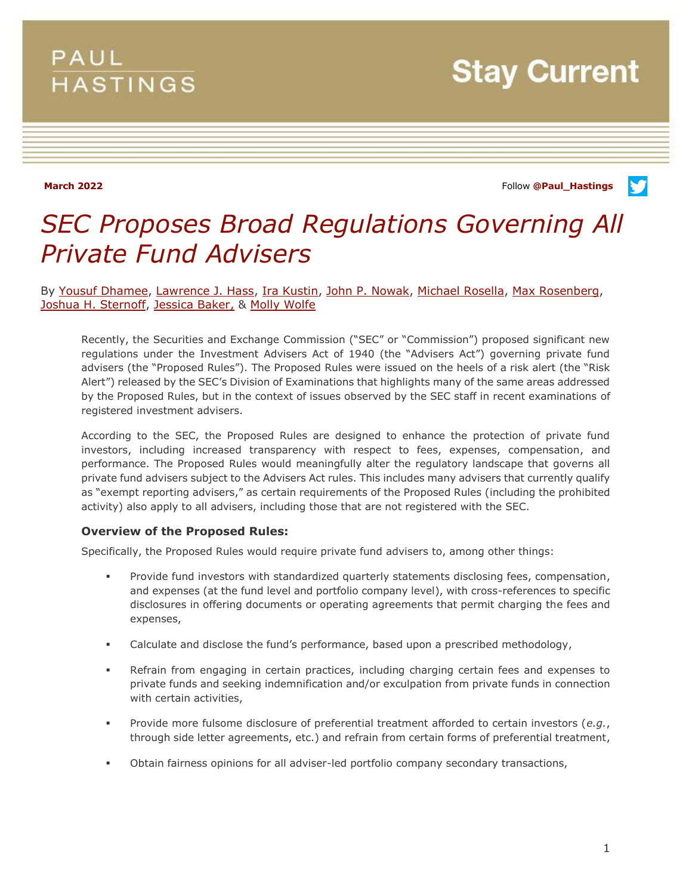PAUL HASTINGS

Stay Current

**March 2022**

Follow **@Paul_Hastings**

# *SEC Proposes Broad Regulations Governing All Private Fund Advisers*

By Yousuf Dhamee, Lawrence J. Hass, Ira Kustin, John P. Nowak, Michael Rosella, Max Rosenberg, Joshua H. Sternoff, Jessica Baker, & Molly Wolfe

Recently, the Securities and Exchange Commission ("SEC" or "Commission") proposed significant new regulations under the Investment Advisers Act of 1940 (the "Advisers Act") governing private fund advisers (the "Proposed Rules"). The Proposed Rules were issued on the heels of a risk alert (the "Risk Alert") released by the SEC's Division of Examinations that highlights many of the same areas addressed by the Proposed Rules, but in the context of issues observed by the SEC staff in recent examinations of registered investment advisers.

According to the SEC, the Proposed Rules are designed to enhance the protection of private fund investors, including increased transparency with respect to fees, expenses, compensation, and performance. The Proposed Rules would meaningfully alter the regulatory landscape that governs all private fund advisers subject to the Advisers Act rules. This includes many advisers that currently qualify as "exempt reporting advisers," as certain requirements of the Proposed Rules (including the prohibited activity) also apply to all advisers, including those that are not registered with the SEC.

### Overview of the Proposed Rules:

Specifically, the Proposed Rules would require private fund advisers to, among other things:

- Provide fund investors with standardized quarterly statements disclosing fees, compensation, and expenses (at the fund level and portfolio company level), with cross-references to specific disclosures in offering documents or operating agreements that permit charging the fees and expenses,
- Calculate and disclose the fund's performance, based upon a prescribed methodology,
- Refrain from engaging in certain practices, including charging certain fees and expenses to private funds and seeking indemnification and/or exculpation from private funds in connection with certain activities,
- Provide more fulsome disclosure of preferential treatment afforded to certain investors (*e.g.*, through side letter agreements, etc.) and refrain from certain forms of preferential treatment,
- Obtain fairness opinions for all adviser-led portfolio company secondary transactions,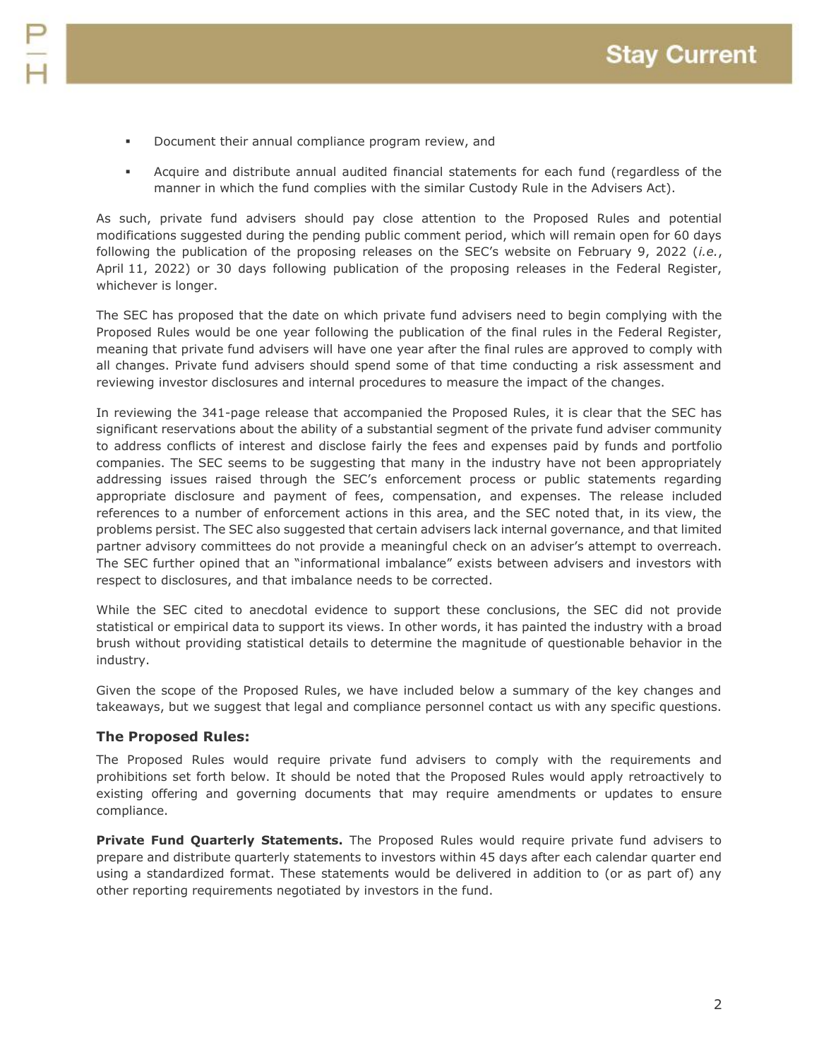- Document their annual compliance program review, and
- Acquire and distribute annual audited financial statements for each fund (regardless of the manner in which the fund complies with the similar Custody Rule in the Advisers Act).

As such, private fund advisers should pay close attention to the Proposed Rules and potential modifications suggested during the pending public comment period, which will remain open for 60 days following the publication of the proposing releases on the SEC's website on February 9, 2022 (*i.e.*, April 11, 2022) or 30 days following publication of the proposing releases in the Federal Register, whichever is longer.

The SEC has proposed that the date on which private fund advisers need to begin complying with the Proposed Rules would be one year following the publication of the final rules in the Federal Register, meaning that private fund advisers will have one year after the final rules are approved to comply with all changes. Private fund advisers should spend some of that time conducting a risk assessment and reviewing investor disclosures and internal procedures to measure the impact of the changes.

In reviewing the 341-page release that accompanied the Proposed Rules, it is clear that the SEC has significant reservations about the ability of a substantial segment of the private fund adviser community to address conflicts of interest and disclose fairly the fees and expenses paid by funds and portfolio companies. The SEC seems to be suggesting that many in the industry have not been appropriately addressing issues raised through the SEC's enforcement process or public statements regarding appropriate disclosure and payment of fees, compensation, and expenses. The release included references to a number of enforcement actions in this area, and the SEC noted that, in its view, the problems persist. The SEC also suggested that certain advisers lack internal governance, and that limited partner advisory committees do not provide a meaningful check on an adviser's attempt to overreach. The SEC further opined that an "informational imbalance" exists between advisers and investors with respect to disclosures, and that imbalance needs to be corrected.

While the SEC cited to anecdotal evidence to support these conclusions, the SEC did not provide statistical or empirical data to support its views. In other words, it has painted the industry with a broad brush without providing statistical details to determine the magnitude of questionable behavior in the industry.

Given the scope of the Proposed Rules, we have included below a summary of the key changes and takeaways, but we suggest that legal and compliance personnel contact us with any specific questions.

### The Proposed Rules:

The Proposed Rules would require private fund advisers to comply with the requirements and prohibitions set forth below. It should be noted that the Proposed Rules would apply retroactively to existing offering and governing documents that may require amendments or updates to ensure compliance.

**Private Fund Quarterly Statements.** The Proposed Rules would require private fund advisers to prepare and distribute quarterly statements to investors within 45 days after each calendar quarter end using a standardized format. These statements would be delivered in addition to (or as part of) any other reporting requirements negotiated by investors in the fund.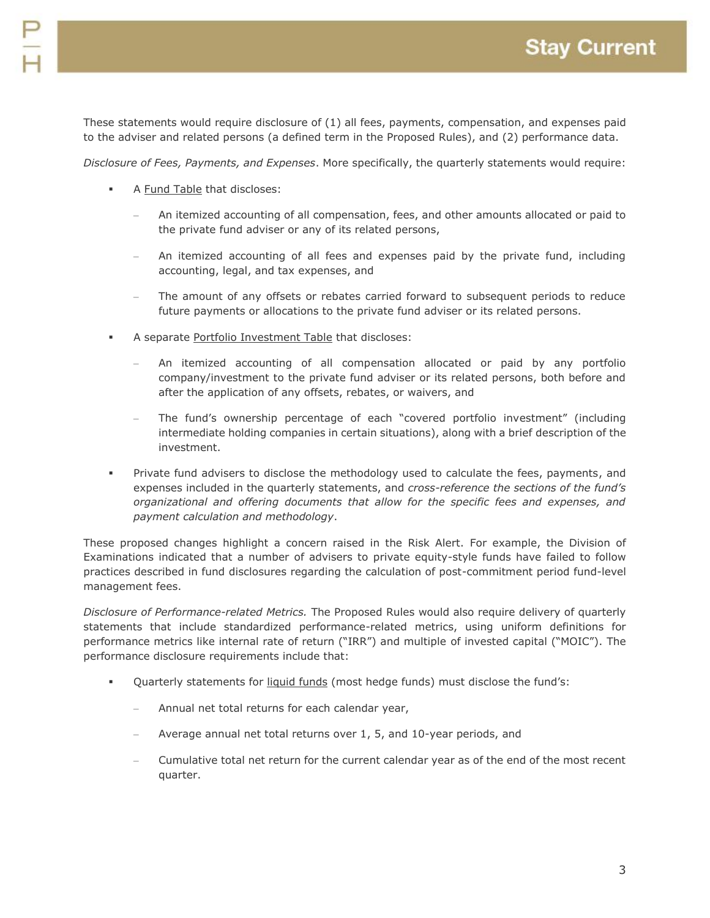These statements would require disclosure of (1) all fees, payments, compensation, and expenses paid to the adviser and related persons (a defined term in the Proposed Rules), and (2) performance data.

*Disclosure of Fees, Payments, and Expenses*. More specifically, the quarterly statements would require:

- A <u>Fund Table</u> that discloses:
  - An itemized accounting of all compensation, fees, and other amounts allocated or paid to the private fund adviser or any of its related persons,
  - An itemized accounting of all fees and expenses paid by the private fund, including accounting, legal, and tax expenses, and
  - The amount of any offsets or rebates carried forward to subsequent periods to reduce future payments or allocations to the private fund adviser or its related persons.
- A separate <u>Portfolio Investment Table</u> that discloses:
  - An itemized accounting of all compensation allocated or paid by any portfolio company/investment to the private fund adviser or its related persons, both before and after the application of any offsets, rebates, or waivers, and
  - The fund's ownership percentage of each "covered portfolio investment" (including intermediate holding companies in certain situations), along with a brief description of the investment.
- Private fund advisers to disclose the methodology used to calculate the fees, payments, and expenses included in the quarterly statements, and *cross-reference the sections of the fund's organizational and offering documents that allow for the specific fees and expenses, and payment calculation and methodology*.

These proposed changes highlight a concern raised in the Risk Alert. For example, the Division of Examinations indicated that a number of advisers to private equity-style funds have failed to follow practices described in fund disclosures regarding the calculation of post-commitment period fund-level management fees.

*Disclosure of Performance-related Metrics.* The Proposed Rules would also require delivery of quarterly statements that include standardized performance-related metrics, using uniform definitions for performance metrics like internal rate of return ("IRR") and multiple of invested capital ("MOIC"). The performance disclosure requirements include that:

- Quarterly statements for <u>liquid funds</u> (most hedge funds) must disclose the fund's:
  - Annual net total returns for each calendar year,
  - Average annual net total returns over 1, 5, and 10-year periods, and
  - Cumulative total net return for the current calendar year as of the end of the most recent quarter.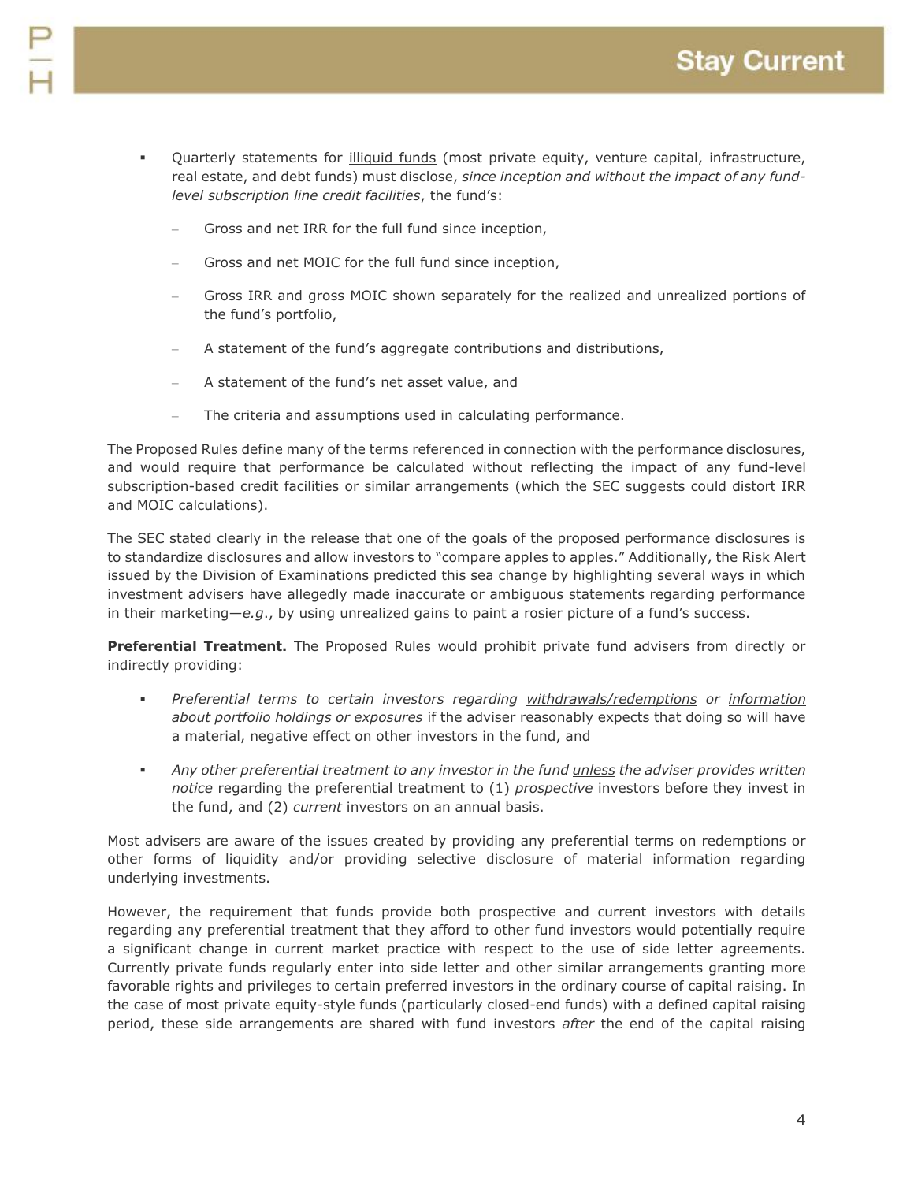- Quarterly statements for illiquid funds (most private equity, venture capital, infrastructure, real estate, and debt funds) must disclose, *since inception and without the impact of any fund-level subscription line credit facilities*, the fund's:
  - Gross and net IRR for the full fund since inception,
  - Gross and net MOIC for the full fund since inception,
  - Gross IRR and gross MOIC shown separately for the realized and unrealized portions of the fund's portfolio,
  - A statement of the fund's aggregate contributions and distributions,
  - A statement of the fund's net asset value, and
  - The criteria and assumptions used in calculating performance.

The Proposed Rules define many of the terms referenced in connection with the performance disclosures, and would require that performance be calculated without reflecting the impact of any fund-level subscription-based credit facilities or similar arrangements (which the SEC suggests could distort IRR and MOIC calculations).

The SEC stated clearly in the release that one of the goals of the proposed performance disclosures is to standardize disclosures and allow investors to "compare apples to apples." Additionally, the Risk Alert issued by the Division of Examinations predicted this sea change by highlighting several ways in which investment advisers have allegedly made inaccurate or ambiguous statements regarding performance in their marketing—*e.g.*, by using unrealized gains to paint a rosier picture of a fund's success.

**Preferential Treatment.** The Proposed Rules would prohibit private fund advisers from directly or indirectly providing:

- *Preferential terms to certain investors regarding withdrawals/redemptions or information about portfolio holdings or exposures* if the adviser reasonably expects that doing so will have a material, negative effect on other investors in the fund, and
- *Any other preferential treatment to any investor in the fund unless the adviser provides written notice* regarding the preferential treatment to (1) *prospective* investors before they invest in the fund, and (2) *current* investors on an annual basis.

Most advisers are aware of the issues created by providing any preferential terms on redemptions or other forms of liquidity and/or providing selective disclosure of material information regarding underlying investments.

However, the requirement that funds provide both prospective and current investors with details regarding any preferential treatment that they afford to other fund investors would potentially require a significant change in current market practice with respect to the use of side letter agreements. Currently private funds regularly enter into side letter and other similar arrangements granting more favorable rights and privileges to certain preferred investors in the ordinary course of capital raising. In the case of most private equity-style funds (particularly closed-end funds) with a defined capital raising period, these side arrangements are shared with fund investors *after* the end of the capital raising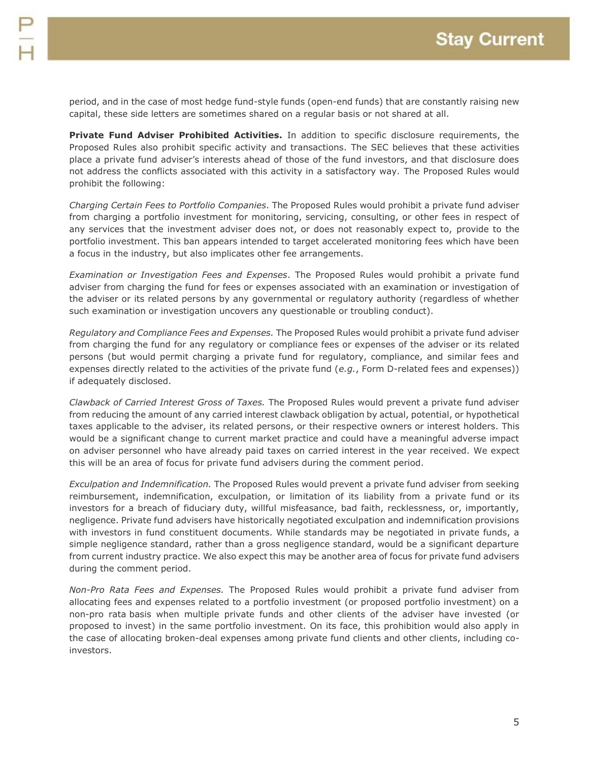period, and in the case of most hedge fund-style funds (open-end funds) that are constantly raising new capital, these side letters are sometimes shared on a regular basis or not shared at all.

**Private Fund Adviser Prohibited Activities.** In addition to specific disclosure requirements, the Proposed Rules also prohibit specific activity and transactions. The SEC believes that these activities place a private fund adviser's interests ahead of those of the fund investors, and that disclosure does not address the conflicts associated with this activity in a satisfactory way. The Proposed Rules would prohibit the following:

*Charging Certain Fees to Portfolio Companies*. The Proposed Rules would prohibit a private fund adviser from charging a portfolio investment for monitoring, servicing, consulting, or other fees in respect of any services that the investment adviser does not, or does not reasonably expect to, provide to the portfolio investment. This ban appears intended to target accelerated monitoring fees which have been a focus in the industry, but also implicates other fee arrangements.

*Examination or Investigation Fees and Expenses*. The Proposed Rules would prohibit a private fund adviser from charging the fund for fees or expenses associated with an examination or investigation of the adviser or its related persons by any governmental or regulatory authority (regardless of whether such examination or investigation uncovers any questionable or troubling conduct).

*Regulatory and Compliance Fees and Expenses.* The Proposed Rules would prohibit a private fund adviser from charging the fund for any regulatory or compliance fees or expenses of the adviser or its related persons (but would permit charging a private fund for regulatory, compliance, and similar fees and expenses directly related to the activities of the private fund (*e.g.*, Form D-related fees and expenses)) if adequately disclosed.

*Clawback of Carried Interest Gross of Taxes.* The Proposed Rules would prevent a private fund adviser from reducing the amount of any carried interest clawback obligation by actual, potential, or hypothetical taxes applicable to the adviser, its related persons, or their respective owners or interest holders. This would be a significant change to current market practice and could have a meaningful adverse impact on adviser personnel who have already paid taxes on carried interest in the year received. We expect this will be an area of focus for private fund advisers during the comment period.

*Exculpation and Indemnification.* The Proposed Rules would prevent a private fund adviser from seeking reimbursement, indemnification, exculpation, or limitation of its liability from a private fund or its investors for a breach of fiduciary duty, willful misfeasance, bad faith, recklessness, or, importantly, negligence. Private fund advisers have historically negotiated exculpation and indemnification provisions with investors in fund constituent documents. While standards may be negotiated in private funds, a simple negligence standard, rather than a gross negligence standard, would be a significant departure from current industry practice. We also expect this may be another area of focus for private fund advisers during the comment period.

*Non-Pro Rata Fees and Expenses.* The Proposed Rules would prohibit a private fund adviser from allocating fees and expenses related to a portfolio investment (or proposed portfolio investment) on a non-pro rata basis when multiple private funds and other clients of the adviser have invested (or proposed to invest) in the same portfolio investment. On its face, this prohibition would also apply in the case of allocating broken-deal expenses among private fund clients and other clients, including co-investors.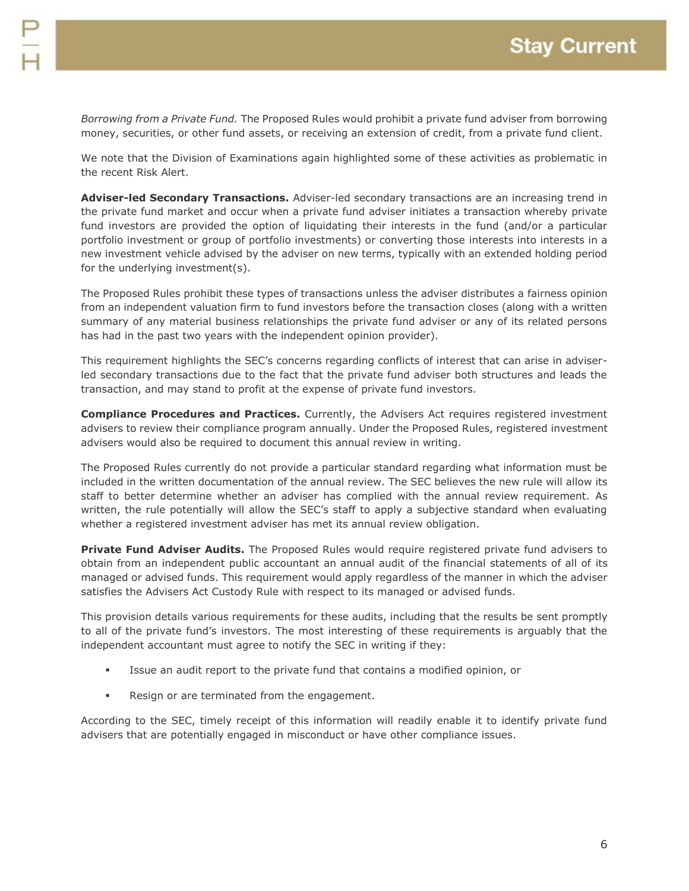*Borrowing from a Private Fund.* The Proposed Rules would prohibit a private fund adviser from borrowing money, securities, or other fund assets, or receiving an extension of credit, from a private fund client.

We note that the Division of Examinations again highlighted some of these activities as problematic in the recent Risk Alert.

**Adviser-led Secondary Transactions.** Adviser-led secondary transactions are an increasing trend in the private fund market and occur when a private fund adviser initiates a transaction whereby private fund investors are provided the option of liquidating their interests in the fund (and/or a particular portfolio investment or group of portfolio investments) or converting those interests into interests in a new investment vehicle advised by the adviser on new terms, typically with an extended holding period for the underlying investment(s).

The Proposed Rules prohibit these types of transactions unless the adviser distributes a fairness opinion from an independent valuation firm to fund investors before the transaction closes (along with a written summary of any material business relationships the private fund adviser or any of its related persons has had in the past two years with the independent opinion provider).

This requirement highlights the SEC's concerns regarding conflicts of interest that can arise in adviser-led secondary transactions due to the fact that the private fund adviser both structures and leads the transaction, and may stand to profit at the expense of private fund investors.

**Compliance Procedures and Practices.** Currently, the Advisers Act requires registered investment advisers to review their compliance program annually. Under the Proposed Rules, registered investment advisers would also be required to document this annual review in writing.

The Proposed Rules currently do not provide a particular standard regarding what information must be included in the written documentation of the annual review. The SEC believes the new rule will allow its staff to better determine whether an adviser has complied with the annual review requirement. As written, the rule potentially will allow the SEC's staff to apply a subjective standard when evaluating whether a registered investment adviser has met its annual review obligation.

**Private Fund Adviser Audits.** The Proposed Rules would require registered private fund advisers to obtain from an independent public accountant an annual audit of the financial statements of all of its managed or advised funds. This requirement would apply regardless of the manner in which the adviser satisfies the Advisers Act Custody Rule with respect to its managed or advised funds.

This provision details various requirements for these audits, including that the results be sent promptly to all of the private fund's investors. The most interesting of these requirements is arguably that the independent accountant must agree to notify the SEC in writing if they:

- Issue an audit report to the private fund that contains a modified opinion, or
- Resign or are terminated from the engagement.

According to the SEC, timely receipt of this information will readily enable it to identify private fund advisers that are potentially engaged in misconduct or have other compliance issues.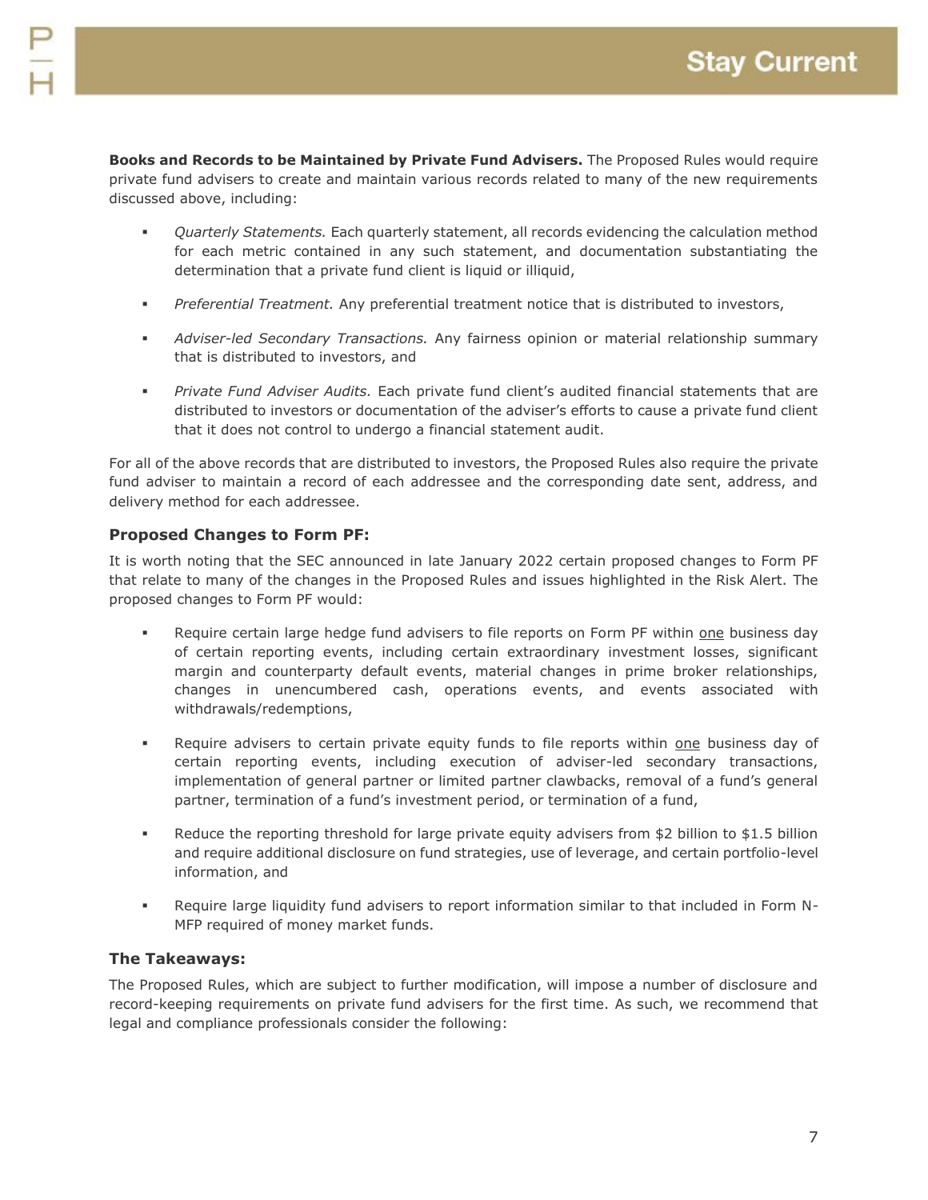**Books and Records to be Maintained by Private Fund Advisers.** The Proposed Rules would require private fund advisers to create and maintain various records related to many of the new requirements discussed above, including:

- *Quarterly Statements.* Each quarterly statement, all records evidencing the calculation method for each metric contained in any such statement, and documentation substantiating the determination that a private fund client is liquid or illiquid,
- *Preferential Treatment.* Any preferential treatment notice that is distributed to investors,
- *Adviser-led Secondary Transactions.* Any fairness opinion or material relationship summary that is distributed to investors, and
- *Private Fund Adviser Audits.* Each private fund client's audited financial statements that are distributed to investors or documentation of the adviser's efforts to cause a private fund client that it does not control to undergo a financial statement audit.

For all of the above records that are distributed to investors, the Proposed Rules also require the private fund adviser to maintain a record of each addressee and the corresponding date sent, address, and delivery method for each addressee.

### Proposed Changes to Form PF:

It is worth noting that the SEC announced in late January 2022 certain proposed changes to Form PF that relate to many of the changes in the Proposed Rules and issues highlighted in the Risk Alert. The proposed changes to Form PF would:

- Require certain large hedge fund advisers to file reports on Form PF within <u>one</u> business day of certain reporting events, including certain extraordinary investment losses, significant margin and counterparty default events, material changes in prime broker relationships, changes in unencumbered cash, operations events, and events associated with withdrawals/redemptions,
- Require advisers to certain private equity funds to file reports within <u>one</u> business day of certain reporting events, including execution of adviser-led secondary transactions, implementation of general partner or limited partner clawbacks, removal of a fund's general partner, termination of a fund's investment period, or termination of a fund,
- Reduce the reporting threshold for large private equity advisers from $2 billion to $1.5 billion and require additional disclosure on fund strategies, use of leverage, and certain portfolio-level information, and
- Require large liquidity fund advisers to report information similar to that included in Form N-MFP required of money market funds.

### The Takeaways:

The Proposed Rules, which are subject to further modification, will impose a number of disclosure and record-keeping requirements on private fund advisers for the first time. As such, we recommend that legal and compliance professionals consider the following: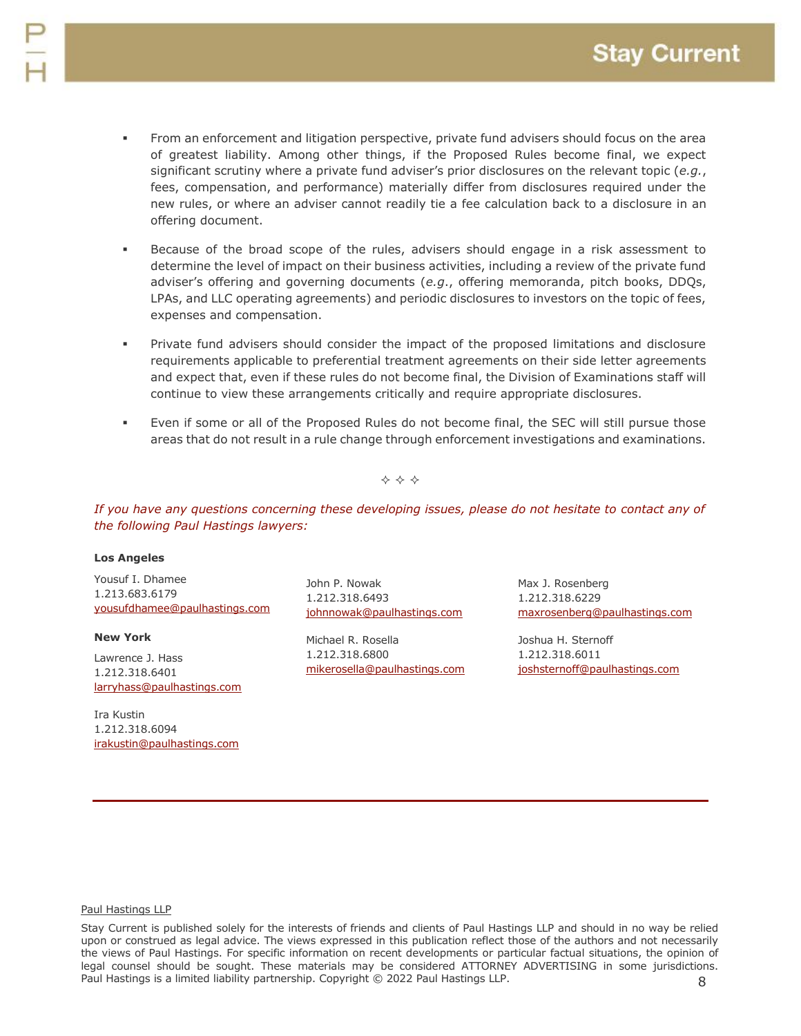- From an enforcement and litigation perspective, private fund advisers should focus on the area of greatest liability. Among other things, if the Proposed Rules become final, we expect significant scrutiny where a private fund adviser's prior disclosures on the relevant topic (*e.g.*, fees, compensation, and performance) materially differ from disclosures required under the new rules, or where an adviser cannot readily tie a fee calculation back to a disclosure in an offering document.

- Because of the broad scope of the rules, advisers should engage in a risk assessment to determine the level of impact on their business activities, including a review of the private fund adviser's offering and governing documents (*e.g.*, offering memoranda, pitch books, DDQs, LPAs, and LLC operating agreements) and periodic disclosures to investors on the topic of fees, expenses and compensation.

- Private fund advisers should consider the impact of the proposed limitations and disclosure requirements applicable to preferential treatment agreements on their side letter agreements and expect that, even if these rules do not become final, the Division of Examinations staff will continue to view these arrangements critically and require appropriate disclosures.

- Even if some or all of the Proposed Rules do not become final, the SEC will still pursue those areas that do not result in a rule change through enforcement investigations and examinations.

✧ ✧ ✧

*If you have any questions concerning these developing issues, please do not hesitate to contact any of the following Paul Hastings lawyers:*

**Los Angeles**

Yousuf I. Dhamee
1.213.683.6179
yousufdhamee@paulhastings.com

**New York**

Lawrence J. Hass
1.212.318.6401
larryhass@paulhastings.com

Ira Kustin
1.212.318.6094
irakustin@paulhastings.com

John P. Nowak
1.212.318.6493
johnnowak@paulhastings.com

Michael R. Rosella
1.212.318.6800
mikerosella@paulhastings.com

Max J. Rosenberg
1.212.318.6229
maxrosenberg@paulhastings.com

Joshua H. Sternoff
1.212.318.6011
joshsternoff@paulhastings.com

Paul Hastings LLP

Stay Current is published solely for the interests of friends and clients of Paul Hastings LLP and should in no way be relied upon or construed as legal advice. The views expressed in this publication reflect those of the authors and not necessarily the views of Paul Hastings. For specific information on recent developments or particular factual situations, the opinion of legal counsel should be sought. These materials may be considered ATTORNEY ADVERTISING in some jurisdictions. Paul Hastings is a limited liability partnership. Copyright © 2022 Paul Hastings LLP.